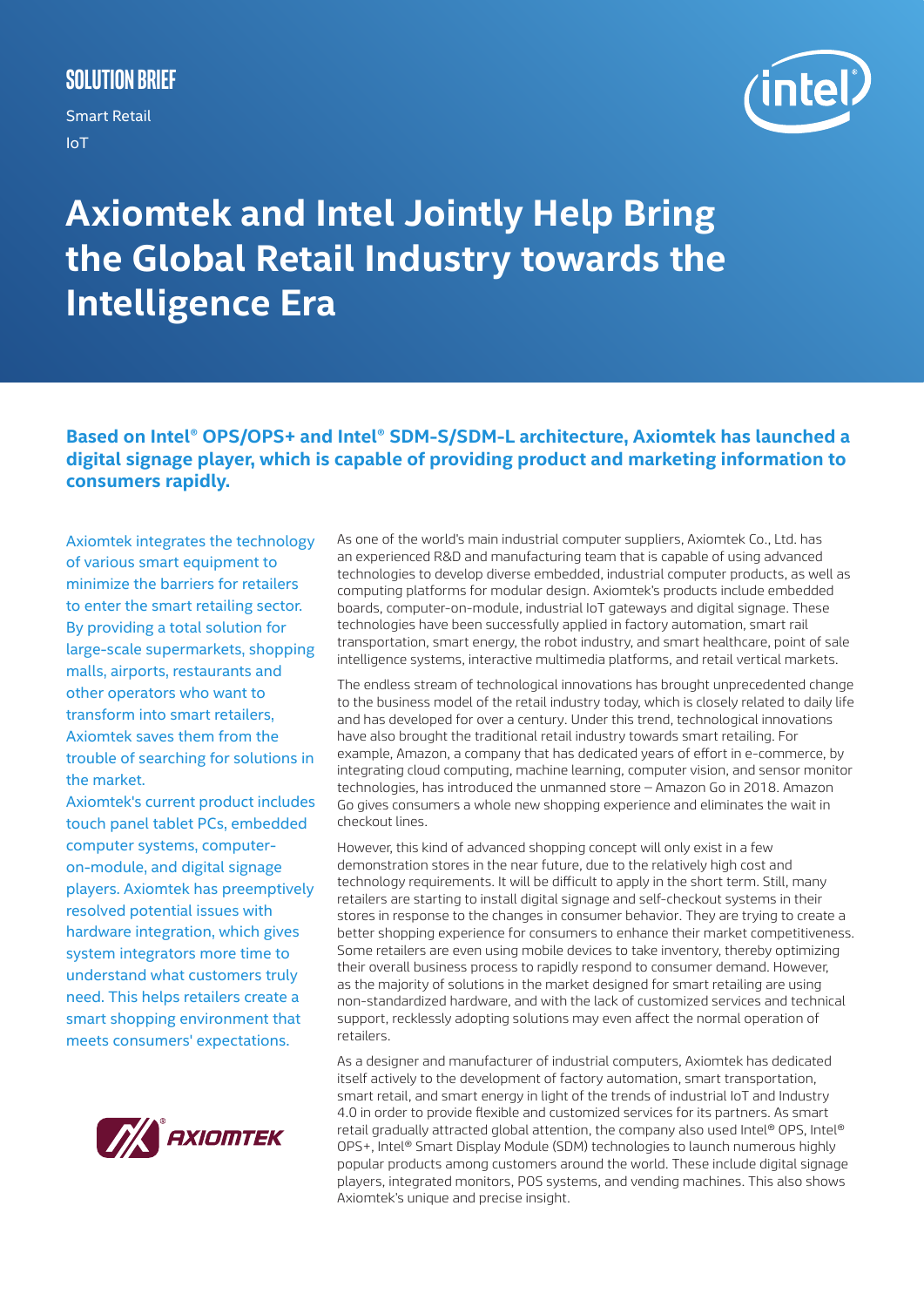SOLUTION BRIEF

Smart Retail
IoT

# Axiomtek and Intel Jointly Help Bring the Global Retail Industry towards the Intelligence Era

**Based on Intel® OPS/OPS+ and Intel® SDM-S/SDM-L architecture, Axiomtek has launched a digital signage player, which is capable of providing product and marketing information to consumers rapidly.**

Axiomtek integrates the technology of various smart equipment to minimize the barriers for retailers to enter the smart retailing sector. By providing a total solution for large-scale supermarkets, shopping malls, airports, restaurants and other operators who want to transform into smart retailers, Axiomtek saves them from the trouble of searching for solutions in the market.

Axiomtek's current product includes touch panel tablet PCs, embedded computer systems, computer-on-module, and digital signage players. Axiomtek has preemptively resolved potential issues with hardware integration, which gives system integrators more time to understand what customers truly need. This helps retailers create a smart shopping environment that meets consumers' expectations.

As one of the world's main industrial computer suppliers, Axiomtek Co., Ltd. has an experienced R&D and manufacturing team that is capable of using advanced technologies to develop diverse embedded, industrial computer products, as well as computing platforms for modular design. Axiomtek's products include embedded boards, computer-on-module, industrial IoT gateways and digital signage. These technologies have been successfully applied in factory automation, smart rail transportation, smart energy, the robot industry, and smart healthcare, point of sale intelligence systems, interactive multimedia platforms, and retail vertical markets.

The endless stream of technological innovations has brought unprecedented change to the business model of the retail industry today, which is closely related to daily life and has developed for over a century. Under this trend, technological innovations have also brought the traditional retail industry towards smart retailing. For example, Amazon, a company that has dedicated years of effort in e-commerce, by integrating cloud computing, machine learning, computer vision, and sensor monitor technologies, has introduced the unmanned store – Amazon Go in 2018. Amazon Go gives consumers a whole new shopping experience and eliminates the wait in checkout lines.

However, this kind of advanced shopping concept will only exist in a few demonstration stores in the near future, due to the relatively high cost and technology requirements. It will be difficult to apply in the short term. Still, many retailers are starting to install digital signage and self-checkout systems in their stores in response to the changes in consumer behavior. They are trying to create a better shopping experience for consumers to enhance their market competitiveness. Some retailers are even using mobile devices to take inventory, thereby optimizing their overall business process to rapidly respond to consumer demand. However, as the majority of solutions in the market designed for smart retailing are using non-standardized hardware, and with the lack of customized services and technical support, recklessly adopting solutions may even affect the normal operation of retailers.

As a designer and manufacturer of industrial computers, Axiomtek has dedicated itself actively to the development of factory automation, smart transportation, smart retail, and smart energy in light of the trends of industrial IoT and Industry 4.0 in order to provide flexible and customized services for its partners. As smart retail gradually attracted global attention, the company also used Intel® OPS, Intel® OPS+, Intel® Smart Display Module (SDM) technologies to launch numerous highly popular products among customers around the world. These include digital signage players, integrated monitors, POS systems, and vending machines. This also shows Axiomtek's unique and precise insight.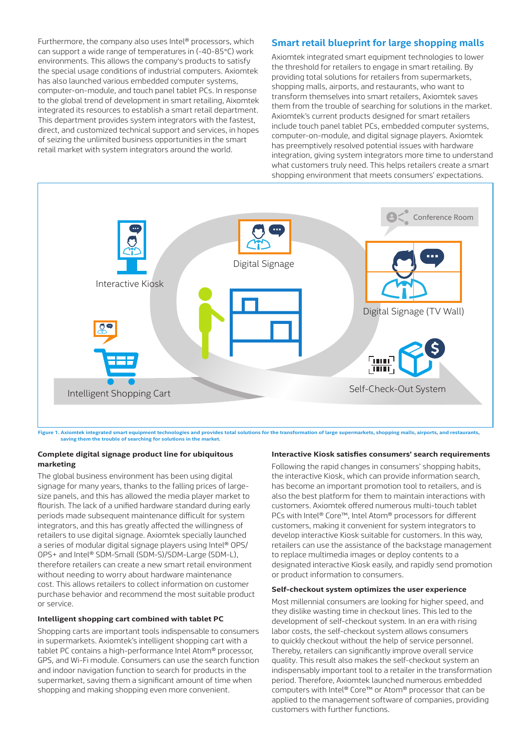Furthermore, the company also uses Intel® processors, which can support a wide range of temperatures in (-40-85°C) work environments. This allows the company's products to satisfy the special usage conditions of industrial computers. Axiomtek has also launched various embedded computer systems, computer-on-module, and touch panel tablet PCs. In response to the global trend of development in smart retailing, Aixomtek integrated its resources to establish a smart retail department. This department provides system integrators with the fastest, direct, and customized technical support and services, in hopes of seizing the unlimited business opportunities in the smart retail market with system integrators around the world.

## Smart retail blueprint for large shopping malls

Axiomtek integrated smart equipment technologies to lower the threshold for retailers to engage in smart retailing. By providing total solutions for retailers from supermarkets, shopping malls, airports, and restaurants, who want to transform themselves into smart retailers, Axiomtek saves them from the trouble of searching for solutions in the market. Axiomtek's current products designed for smart retailers include touch panel tablet PCs, embedded computer systems, computer-on-module, and digital signage players. Axiomtek has preemptively resolved potential issues with hardware integration, giving system integrators more time to understand what customers truly need. This helps retailers create a smart shopping environment that meets consumers' expectations.

Conference Room

Interactive Kiosk

Digital Signage

Digital Signage (TV Wall)

Intelligent Shopping Cart

Self-Check-Out System

**Figure 1. Axiomtek integrated smart equipment technologies and provides total solutions for the transformation of large supermarkets, shopping malls, airports, and restaurants, saving them the trouble of searching for solutions in the market.**

### Complete digital signage product line for ubiquitous marketing

The global business environment has been using digital signage for many years, thanks to the falling prices of large-size panels, and this has allowed the media player market to flourish. The lack of a unified hardware standard during early periods made subsequent maintenance difficult for system integrators, and this has greatly affected the willingness of retailers to use digital signage. Axiomtek specially launched a series of modular digital signage players using Intel® OPS/OPS+ and Intel® SDM-Small (SDM-S)/SDM-Large (SDM-L), therefore retailers can create a new smart retail environment without needing to worry about hardware maintenance cost. This allows retailers to collect information on customer purchase behavior and recommend the most suitable product or service.

### Intelligent shopping cart combined with tablet PC

Shopping carts are important tools indispensable to consumers in supermarkets. Axiomtek's intelligent shopping cart with a tablet PC contains a high-performance Intel Atom® processor, GPS, and Wi-Fi module. Consumers can use the search function and indoor navigation function to search for products in the supermarket, saving them a significant amount of time when shopping and making shopping even more convenient.

### Interactive Kiosk satisfies consumers' search requirements

Following the rapid changes in consumers' shopping habits, the interactive Kiosk, which can provide information search, has become an important promotion tool to retailers, and is also the best platform for them to maintain interactions with customers. Axiomtek offered numerous multi-touch tablet PCs with Intel® Core™, Intel Atom® processors for different customers, making it convenient for system integrators to develop interactive Kiosk suitable for customers. In this way, retailers can use the assistance of the backstage management to replace multimedia images or deploy contents to a designated interactive Kiosk easily, and rapidly send promotion or product information to consumers.

### Self-checkout system optimizes the user experience

Most millennial consumers are looking for higher speed, and they dislike wasting time in checkout lines. This led to the development of self-checkout system. In an era with rising labor costs, the self-checkout system allows consumers to quickly checkout without the help of service personnel. Thereby, retailers can significantly improve overall service quality. This result also makes the self-checkout system an indispensably important tool to a retailer in the transformation period. Therefore, Axiomtek launched numerous embedded computers with Intel® Core™ or Atom® processor that can be applied to the management software of companies, providing customers with further functions.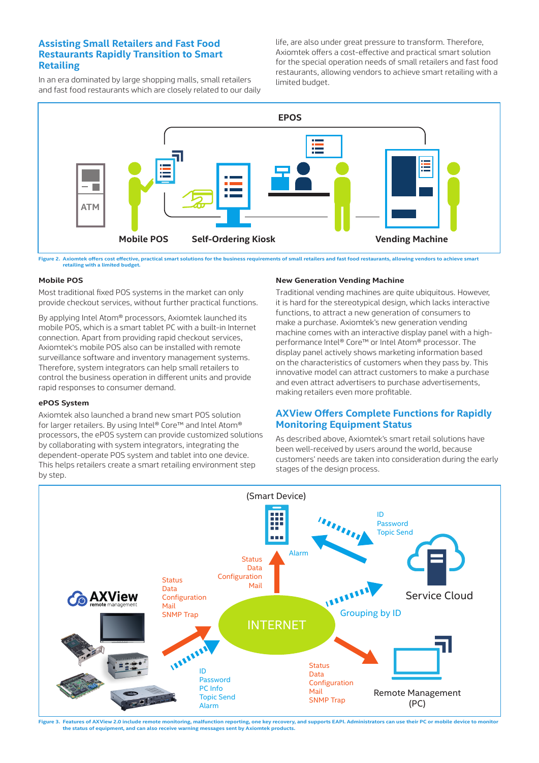## Assisting Small Retailers and Fast Food Restaurants Rapidly Transition to Smart Retailing

In an era dominated by large shopping malls, small retailers and fast food restaurants which are closely related to our daily life, are also under great pressure to transform. Therefore, Axiomtek offers a cost-effective and practical smart solution for the special operation needs of small retailers and fast food restaurants, allowing vendors to achieve smart retailing with a limited budget.

**Figure 2.** Axiomtek offers cost effective, practical smart solutions for the business requirements of small retailers and fast food restaurants, allowing vendors to achieve smart retailing with a limited budget.

### Mobile POS

Most traditional fixed POS systems in the market can only provide checkout services, without further practical functions.

By applying Intel Atom® processors, Axiomtek launched its mobile POS, which is a smart tablet PC with a built-in Internet connection. Apart from providing rapid checkout services, Axiomtek's mobile POS also can be installed with remote surveillance software and inventory management systems. Therefore, system integrators can help small retailers to control the business operation in different units and provide rapid responses to consumer demand.

### ePOS System

Axiomtek also launched a brand new smart POS solution for larger retailers. By using Intel® Core™ and Intel Atom® processors, the ePOS system can provide customized solutions by collaborating with system integrators, integrating the dependent-operate POS system and tablet into one device. This helps retailers create a smart retailing environment step by step.

### New Generation Vending Machine

Traditional vending machines are quite ubiquitous. However, it is hard for the stereotypical design, which lacks interactive functions, to attract a new generation of consumers to make a purchase. Axiomtek's new generation vending machine comes with an interactive display panel with a high-performance Intel® Core™ or Intel Atom® processor. The display panel actively shows marketing information based on the characteristics of customers when they pass by. This innovative model can attract customers to make a purchase and even attract advertisers to purchase advertisements, making retailers even more profitable.

## AXView Offers Complete Functions for Rapidly Monitoring Equipment Status

As described above, Axiomtek's smart retail solutions have been well-received by users around the world, because customers' needs are taken into consideration during the early stages of the design process.

**Figure 3.** Features of AXView 2.0 include remote monitoring, malfunction reporting, one key recovery, and supports EAPI. Administrators can use their PC or mobile device to monitor the status of equipment, and can also receive warning messages sent by Axiomtek products.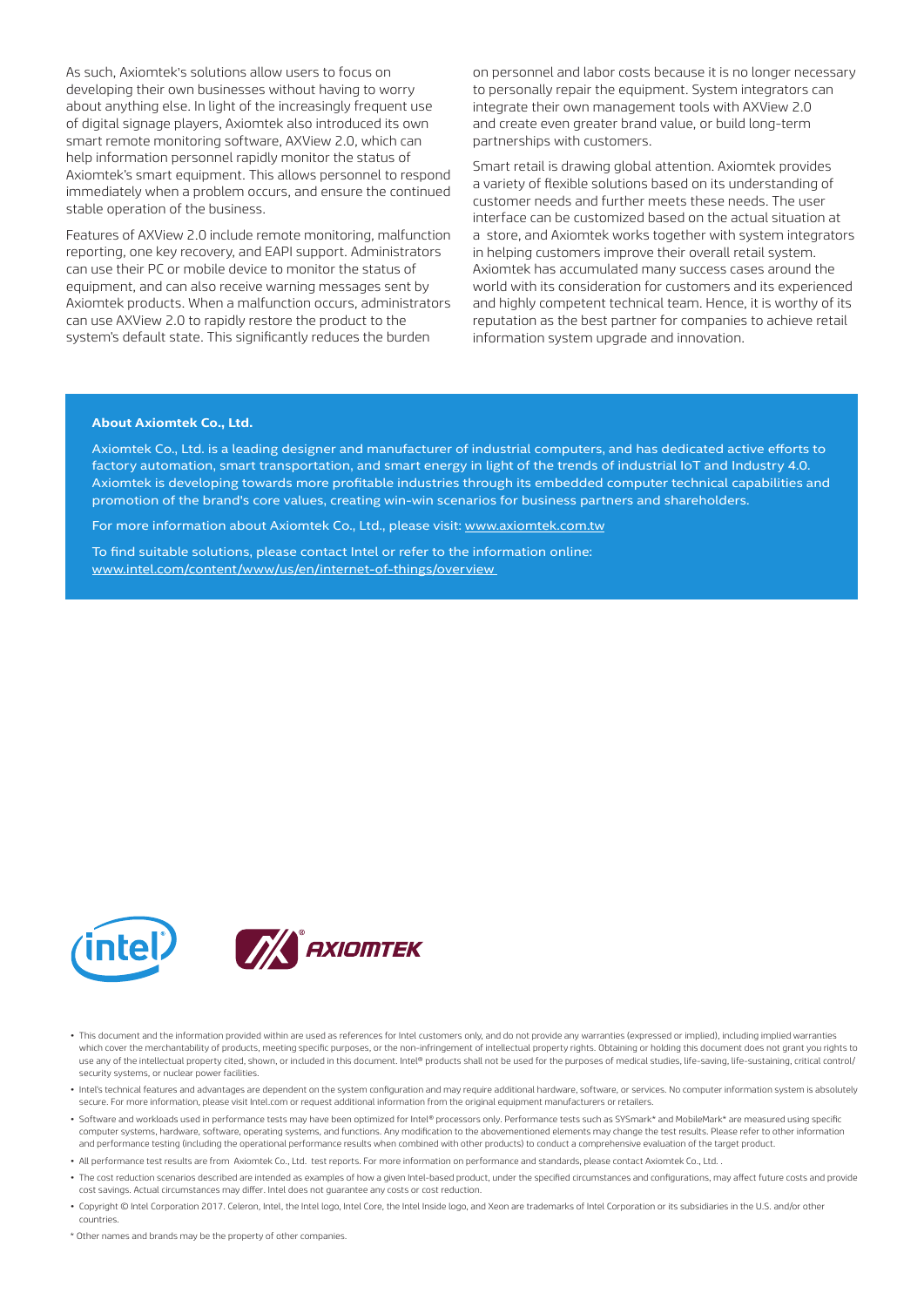As such, Axiomtek's solutions allow users to focus on developing their own businesses without having to worry about anything else. In light of the increasingly frequent use of digital signage players, Axiomtek also introduced its own smart remote monitoring software, AXView 2.0, which can help information personnel rapidly monitor the status of Axiomtek's smart equipment. This allows personnel to respond immediately when a problem occurs, and ensure the continued stable operation of the business.

Features of AXView 2.0 include remote monitoring, malfunction reporting, one key recovery, and EAPI support. Administrators can use their PC or mobile device to monitor the status of equipment, and can also receive warning messages sent by Axiomtek products. When a malfunction occurs, administrators can use AXView 2.0 to rapidly restore the product to the system's default state. This significantly reduces the burden on personnel and labor costs because it is no longer necessary to personally repair the equipment. System integrators can integrate their own management tools with AXView 2.0 and create even greater brand value, or build long-term partnerships with customers.

Smart retail is drawing global attention. Axiomtek provides a variety of flexible solutions based on its understanding of customer needs and further meets these needs. The user interface can be customized based on the actual situation at a store, and Axiomtek works together with system integrators in helping customers improve their overall retail system. Axiomtek has accumulated many success cases around the world with its consideration for customers and its experienced and highly competent technical team. Hence, it is worthy of its reputation as the best partner for companies to achieve retail information system upgrade and innovation.

**About Axiomtek Co., Ltd.**

Axiomtek Co., Ltd. is a leading designer and manufacturer of industrial computers, and has dedicated active efforts to factory automation, smart transportation, and smart energy in light of the trends of industrial IoT and Industry 4.0. Axiomtek is developing towards more profitable industries through its embedded computer technical capabilities and promotion of the brand's core values, creating win-win scenarios for business partners and shareholders.

For more information about Axiomtek Co., Ltd., please visit: www.axiomtek.com.tw

To find suitable solutions, please contact Intel or refer to the information online: www.intel.com/content/www/us/en/internet-of-things/overview

- This document and the information provided within are used as references for Intel customers only, and do not provide any warranties (expressed or implied), including implied warranties which cover the merchantability of products, meeting specific purposes, or the non-infringement of intellectual property rights. Obtaining or holding this document does not grant you rights to use any of the intellectual property cited, shown, or included in this document. Intel® products shall not be used for the purposes of medical studies, life-saving, life-sustaining, critical control/security systems, or nuclear power facilities.
- Intel's technical features and advantages are dependent on the system configuration and may require additional hardware, software, or services. No computer information system is absolutely secure. For more information, please visit Intel.com or request additional information from the original equipment manufacturers or retailers.
- Software and workloads used in performance tests may have been optimized for Intel® processors only. Performance tests such as SYSmark* and MobileMark* are measured using specific computer systems, hardware, software, operating systems, and functions. Any modification to the abovementioned elements may change the test results. Please refer to other information and performance testing (including the operational performance results when combined with other products) to conduct a comprehensive evaluation of the target product.
- All performance test results are from Axiomtek Co., Ltd. test reports. For more information on performance and standards, please contact Axiomtek Co., Ltd. .
- The cost reduction scenarios described are intended as examples of how a given Intel-based product, under the specified circumstances and configurations, may affect future costs and provide cost savings. Actual circumstances may differ. Intel does not guarantee any costs or cost reduction.
- Copyright © Intel Corporation 2017. Celeron, Intel, the Intel logo, Intel Core, the Intel Inside logo, and Xeon are trademarks of Intel Corporation or its subsidiaries in the U.S. and/or other countries.

* Other names and brands may be the property of other companies.